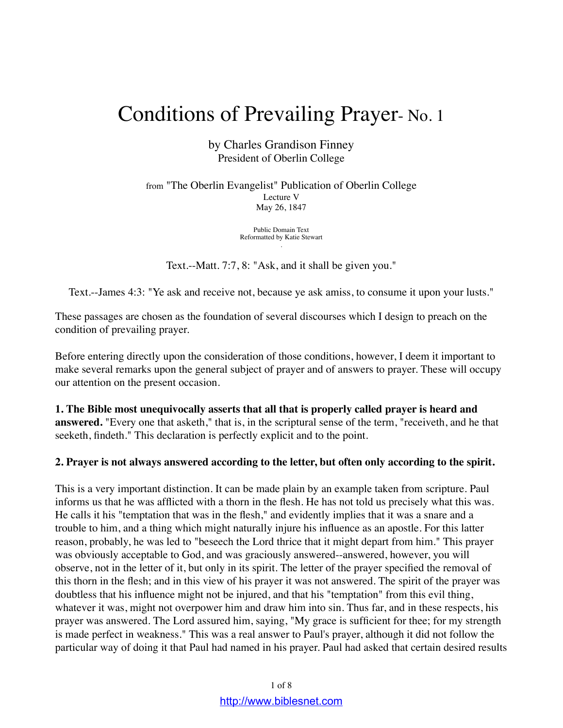# Conditions of Prevailing Prayer- No. 1

by Charles Grandison Finney
President of Oberlin College

from "The Oberlin Evangelist" Publication of Oberlin College
Lecture V
May 26, 1847

Public Domain Text
Reformatted by Katie Stewart

Text.--Matt. 7:7, 8: "Ask, and it shall be given you."

Text.--James 4:3: "Ye ask and receive not, because ye ask amiss, to consume it upon your lusts."

These passages are chosen as the foundation of several discourses which I design to preach on the condition of prevailing prayer.

Before entering directly upon the consideration of those conditions, however, I deem it important to make several remarks upon the general subject of prayer and of answers to prayer. These will occupy our attention on the present occasion.

**1. The Bible most unequivocally asserts that all that is properly called prayer is heard and answered.** "Every one that asketh," that is, in the scriptural sense of the term, "receiveth, and he that seeketh, findeth." This declaration is perfectly explicit and to the point.

**2. Prayer is not always answered according to the letter, but often only according to the spirit.**

This is a very important distinction. It can be made plain by an example taken from scripture. Paul informs us that he was afflicted with a thorn in the flesh. He has not told us precisely what this was. He calls it his "temptation that was in the flesh," and evidently implies that it was a snare and a trouble to him, and a thing which might naturally injure his influence as an apostle. For this latter reason, probably, he was led to "beseech the Lord thrice that it might depart from him." This prayer was obviously acceptable to God, and was graciously answered--answered, however, you will observe, not in the letter of it, but only in its spirit. The letter of the prayer specified the removal of this thorn in the flesh; and in this view of his prayer it was not answered. The spirit of the prayer was doubtless that his influence might not be injured, and that his "temptation" from this evil thing, whatever it was, might not overpower him and draw him into sin. Thus far, and in these respects, his prayer was answered. The Lord assured him, saying, "My grace is sufficient for thee; for my strength is made perfect in weakness." This was a real answer to Paul's prayer, although it did not follow the particular way of doing it that Paul had named in his prayer. Paul had asked that certain desired results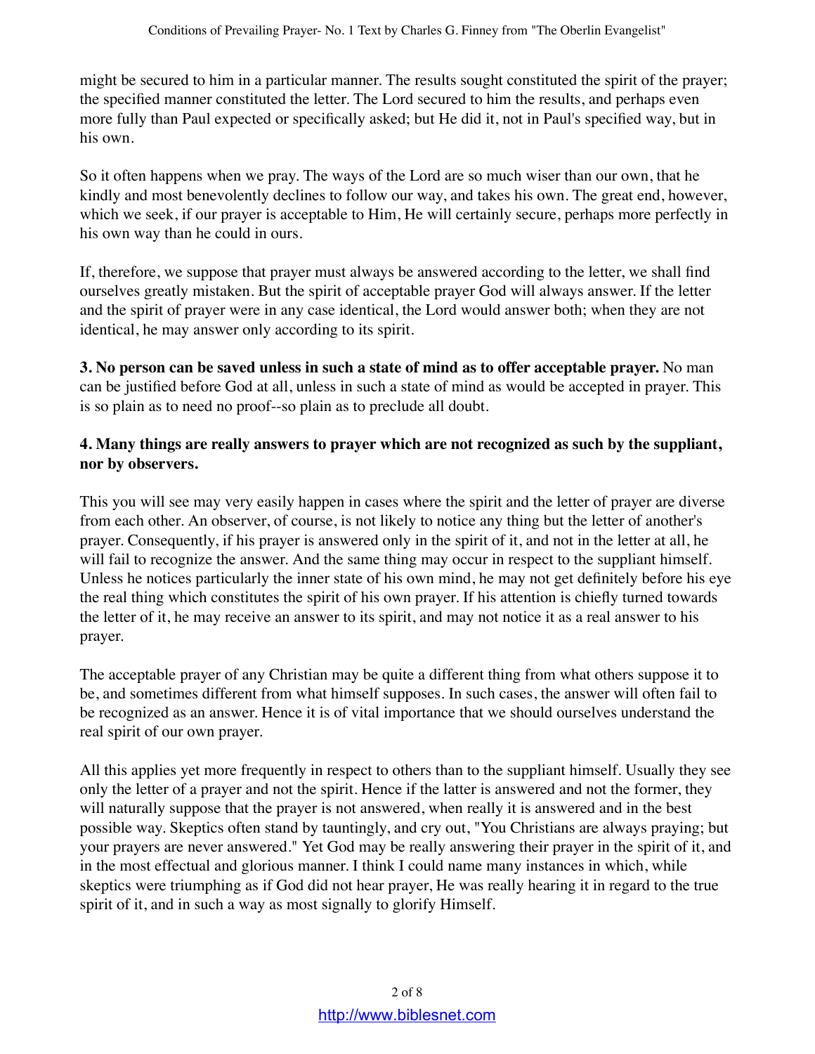might be secured to him in a particular manner. The results sought constituted the spirit of the prayer; the specified manner constituted the letter. The Lord secured to him the results, and perhaps even more fully than Paul expected or specifically asked; but He did it, not in Paul's specified way, but in his own.

So it often happens when we pray. The ways of the Lord are so much wiser than our own, that he kindly and most benevolently declines to follow our way, and takes his own. The great end, however, which we seek, if our prayer is acceptable to Him, He will certainly secure, perhaps more perfectly in his own way than he could in ours.

If, therefore, we suppose that prayer must always be answered according to the letter, we shall find ourselves greatly mistaken. But the spirit of acceptable prayer God will always answer. If the letter and the spirit of prayer were in any case identical, the Lord would answer both; when they are not identical, he may answer only according to its spirit.

**3. No person can be saved unless in such a state of mind as to offer acceptable prayer.** No man can be justified before God at all, unless in such a state of mind as would be accepted in prayer. This is so plain as to need no proof--so plain as to preclude all doubt.

**4. Many things are really answers to prayer which are not recognized as such by the suppliant, nor by observers.**

This you will see may very easily happen in cases where the spirit and the letter of prayer are diverse from each other. An observer, of course, is not likely to notice any thing but the letter of another's prayer. Consequently, if his prayer is answered only in the spirit of it, and not in the letter at all, he will fail to recognize the answer. And the same thing may occur in respect to the suppliant himself. Unless he notices particularly the inner state of his own mind, he may not get definitely before his eye the real thing which constitutes the spirit of his own prayer. If his attention is chiefly turned towards the letter of it, he may receive an answer to its spirit, and may not notice it as a real answer to his prayer.

The acceptable prayer of any Christian may be quite a different thing from what others suppose it to be, and sometimes different from what himself supposes. In such cases, the answer will often fail to be recognized as an answer. Hence it is of vital importance that we should ourselves understand the real spirit of our own prayer.

All this applies yet more frequently in respect to others than to the suppliant himself. Usually they see only the letter of a prayer and not the spirit. Hence if the latter is answered and not the former, they will naturally suppose that the prayer is not answered, when really it is answered and in the best possible way. Skeptics often stand by tauntingly, and cry out, "You Christians are always praying; but your prayers are never answered." Yet God may be really answering their prayer in the spirit of it, and in the most effectual and glorious manner. I think I could name many instances in which, while skeptics were triumphing as if God did not hear prayer, He was really hearing it in regard to the true spirit of it, and in such a way as most signally to glorify Himself.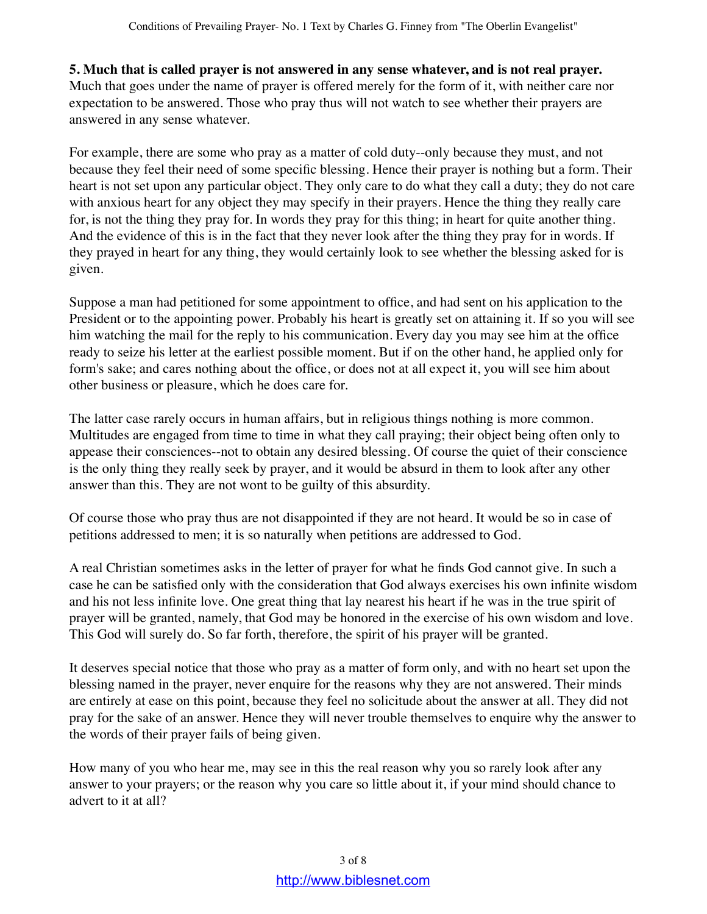**5. Much that is called prayer is not answered in any sense whatever, and is not real prayer.** Much that goes under the name of prayer is offered merely for the form of it, with neither care nor expectation to be answered. Those who pray thus will not watch to see whether their prayers are answered in any sense whatever.

For example, there are some who pray as a matter of cold duty--only because they must, and not because they feel their need of some specific blessing. Hence their prayer is nothing but a form. Their heart is not set upon any particular object. They only care to do what they call a duty; they do not care with anxious heart for any object they may specify in their prayers. Hence the thing they really care for, is not the thing they pray for. In words they pray for this thing; in heart for quite another thing. And the evidence of this is in the fact that they never look after the thing they pray for in words. If they prayed in heart for any thing, they would certainly look to see whether the blessing asked for is given.

Suppose a man had petitioned for some appointment to office, and had sent on his application to the President or to the appointing power. Probably his heart is greatly set on attaining it. If so you will see him watching the mail for the reply to his communication. Every day you may see him at the office ready to seize his letter at the earliest possible moment. But if on the other hand, he applied only for form's sake; and cares nothing about the office, or does not at all expect it, you will see him about other business or pleasure, which he does care for.

The latter case rarely occurs in human affairs, but in religious things nothing is more common. Multitudes are engaged from time to time in what they call praying; their object being often only to appease their consciences--not to obtain any desired blessing. Of course the quiet of their conscience is the only thing they really seek by prayer, and it would be absurd in them to look after any other answer than this. They are not wont to be guilty of this absurdity.

Of course those who pray thus are not disappointed if they are not heard. It would be so in case of petitions addressed to men; it is so naturally when petitions are addressed to God.

A real Christian sometimes asks in the letter of prayer for what he finds God cannot give. In such a case he can be satisfied only with the consideration that God always exercises his own infinite wisdom and his not less infinite love. One great thing that lay nearest his heart if he was in the true spirit of prayer will be granted, namely, that God may be honored in the exercise of his own wisdom and love. This God will surely do. So far forth, therefore, the spirit of his prayer will be granted.

It deserves special notice that those who pray as a matter of form only, and with no heart set upon the blessing named in the prayer, never enquire for the reasons why they are not answered. Their minds are entirely at ease on this point, because they feel no solicitude about the answer at all. They did not pray for the sake of an answer. Hence they will never trouble themselves to enquire why the answer to the words of their prayer fails of being given.

How many of you who hear me, may see in this the real reason why you so rarely look after any answer to your prayers; or the reason why you care so little about it, if your mind should chance to advert to it at all?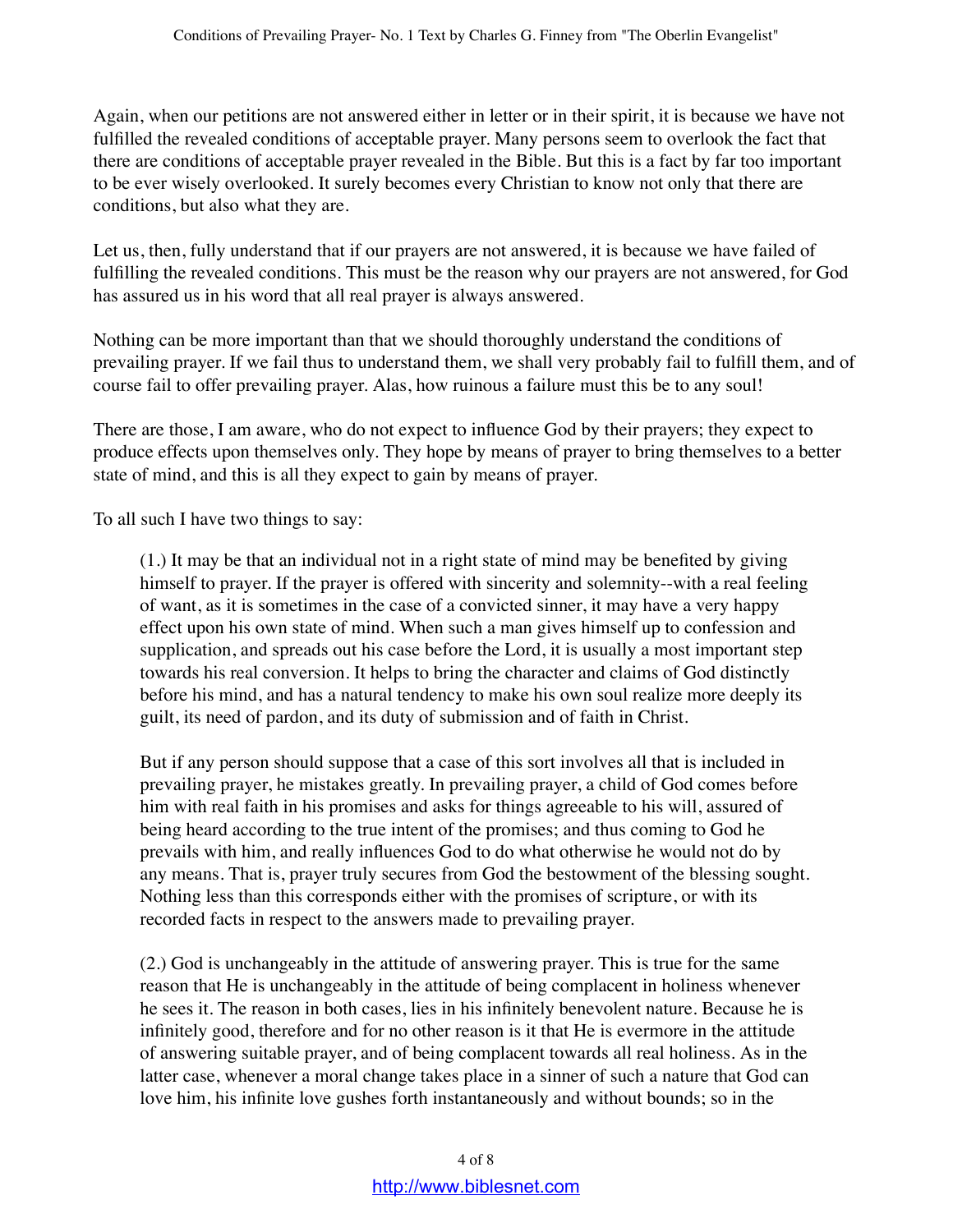Again, when our petitions are not answered either in letter or in their spirit, it is because we have not fulfilled the revealed conditions of acceptable prayer. Many persons seem to overlook the fact that there are conditions of acceptable prayer revealed in the Bible. But this is a fact by far too important to be ever wisely overlooked. It surely becomes every Christian to know not only that there are conditions, but also what they are.

Let us, then, fully understand that if our prayers are not answered, it is because we have failed of fulfilling the revealed conditions. This must be the reason why our prayers are not answered, for God has assured us in his word that all real prayer is always answered.

Nothing can be more important than that we should thoroughly understand the conditions of prevailing prayer. If we fail thus to understand them, we shall very probably fail to fulfill them, and of course fail to offer prevailing prayer. Alas, how ruinous a failure must this be to any soul!

There are those, I am aware, who do not expect to influence God by their prayers; they expect to produce effects upon themselves only. They hope by means of prayer to bring themselves to a better state of mind, and this is all they expect to gain by means of prayer.

To all such I have two things to say:

> (1.) It may be that an individual not in a right state of mind may be benefited by giving himself to prayer. If the prayer is offered with sincerity and solemnity--with a real feeling of want, as it is sometimes in the case of a convicted sinner, it may have a very happy effect upon his own state of mind. When such a man gives himself up to confession and supplication, and spreads out his case before the Lord, it is usually a most important step towards his real conversion. It helps to bring the character and claims of God distinctly before his mind, and has a natural tendency to make his own soul realize more deeply its guilt, its need of pardon, and its duty of submission and of faith in Christ.
>
> But if any person should suppose that a case of this sort involves all that is included in prevailing prayer, he mistakes greatly. In prevailing prayer, a child of God comes before him with real faith in his promises and asks for things agreeable to his will, assured of being heard according to the true intent of the promises; and thus coming to God he prevails with him, and really influences God to do what otherwise he would not do by any means. That is, prayer truly secures from God the bestowment of the blessing sought. Nothing less than this corresponds either with the promises of scripture, or with its recorded facts in respect to the answers made to prevailing prayer.
>
> (2.) God is unchangeably in the attitude of answering prayer. This is true for the same reason that He is unchangeably in the attitude of being complacent in holiness whenever he sees it. The reason in both cases, lies in his infinitely benevolent nature. Because he is infinitely good, therefore and for no other reason is it that He is evermore in the attitude of answering suitable prayer, and of being complacent towards all real holiness. As in the latter case, whenever a moral change takes place in a sinner of such a nature that God can love him, his infinite love gushes forth instantaneously and without bounds; so in the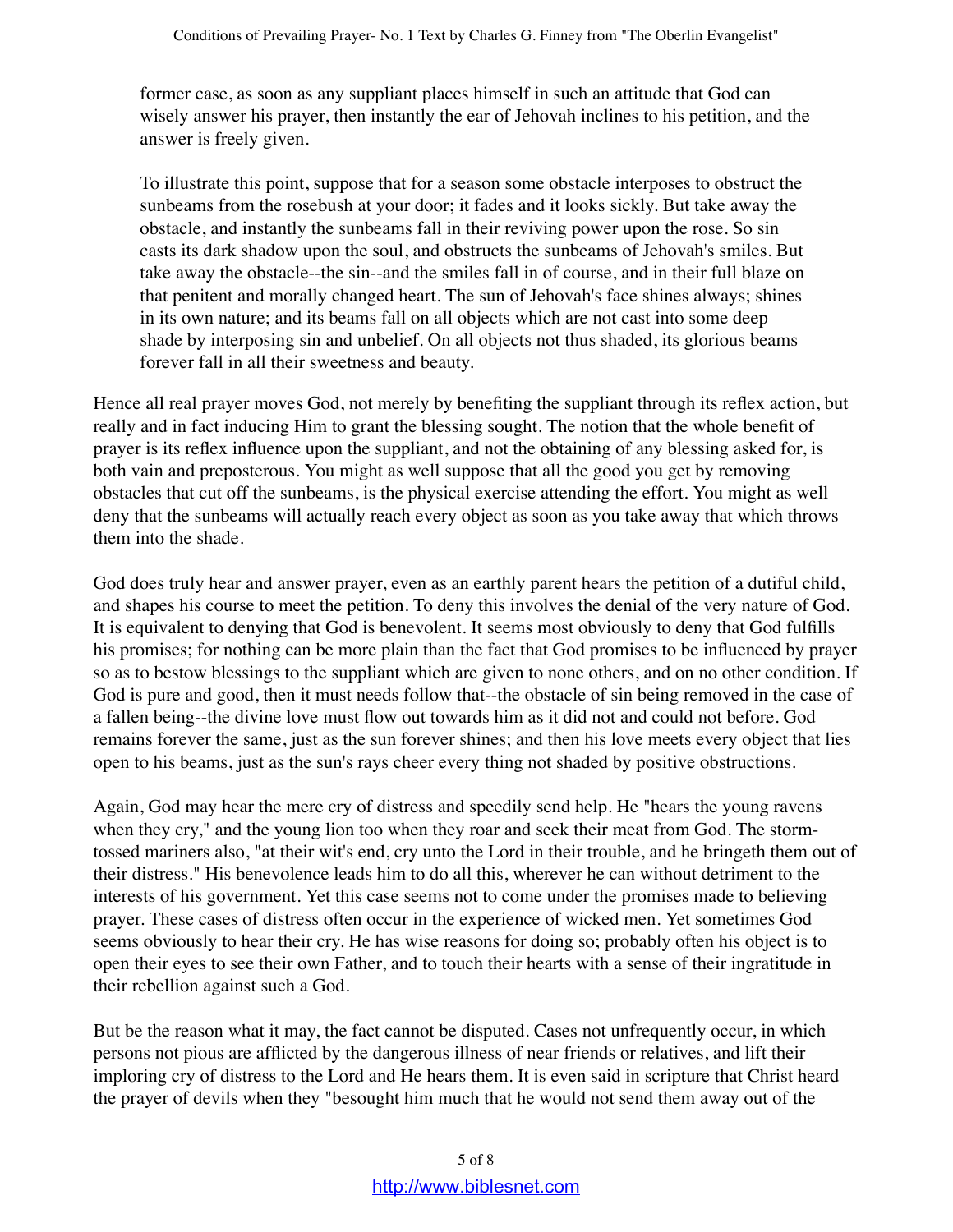former case, as soon as any suppliant places himself in such an attitude that God can wisely answer his prayer, then instantly the ear of Jehovah inclines to his petition, and the answer is freely given.

To illustrate this point, suppose that for a season some obstacle interposes to obstruct the sunbeams from the rosebush at your door; it fades and it looks sickly. But take away the obstacle, and instantly the sunbeams fall in their reviving power upon the rose. So sin casts its dark shadow upon the soul, and obstructs the sunbeams of Jehovah's smiles. But take away the obstacle--the sin--and the smiles fall in of course, and in their full blaze on that penitent and morally changed heart. The sun of Jehovah's face shines always; shines in its own nature; and its beams fall on all objects which are not cast into some deep shade by interposing sin and unbelief. On all objects not thus shaded, its glorious beams forever fall in all their sweetness and beauty.

Hence all real prayer moves God, not merely by benefiting the suppliant through its reflex action, but really and in fact inducing Him to grant the blessing sought. The notion that the whole benefit of prayer is its reflex influence upon the suppliant, and not the obtaining of any blessing asked for, is both vain and preposterous. You might as well suppose that all the good you get by removing obstacles that cut off the sunbeams, is the physical exercise attending the effort. You might as well deny that the sunbeams will actually reach every object as soon as you take away that which throws them into the shade.

God does truly hear and answer prayer, even as an earthly parent hears the petition of a dutiful child, and shapes his course to meet the petition. To deny this involves the denial of the very nature of God. It is equivalent to denying that God is benevolent. It seems most obviously to deny that God fulfills his promises; for nothing can be more plain than the fact that God promises to be influenced by prayer so as to bestow blessings to the suppliant which are given to none others, and on no other condition. If God is pure and good, then it must needs follow that--the obstacle of sin being removed in the case of a fallen being--the divine love must flow out towards him as it did not and could not before. God remains forever the same, just as the sun forever shines; and then his love meets every object that lies open to his beams, just as the sun's rays cheer every thing not shaded by positive obstructions.

Again, God may hear the mere cry of distress and speedily send help. He "hears the young ravens when they cry," and the young lion too when they roar and seek their meat from God. The storm-tossed mariners also, "at their wit's end, cry unto the Lord in their trouble, and he bringeth them out of their distress." His benevolence leads him to do all this, wherever he can without detriment to the interests of his government. Yet this case seems not to come under the promises made to believing prayer. These cases of distress often occur in the experience of wicked men. Yet sometimes God seems obviously to hear their cry. He has wise reasons for doing so; probably often his object is to open their eyes to see their own Father, and to touch their hearts with a sense of their ingratitude in their rebellion against such a God.

But be the reason what it may, the fact cannot be disputed. Cases not unfrequently occur, in which persons not pious are afflicted by the dangerous illness of near friends or relatives, and lift their imploring cry of distress to the Lord and He hears them. It is even said in scripture that Christ heard the prayer of devils when they "besought him much that he would not send them away out of the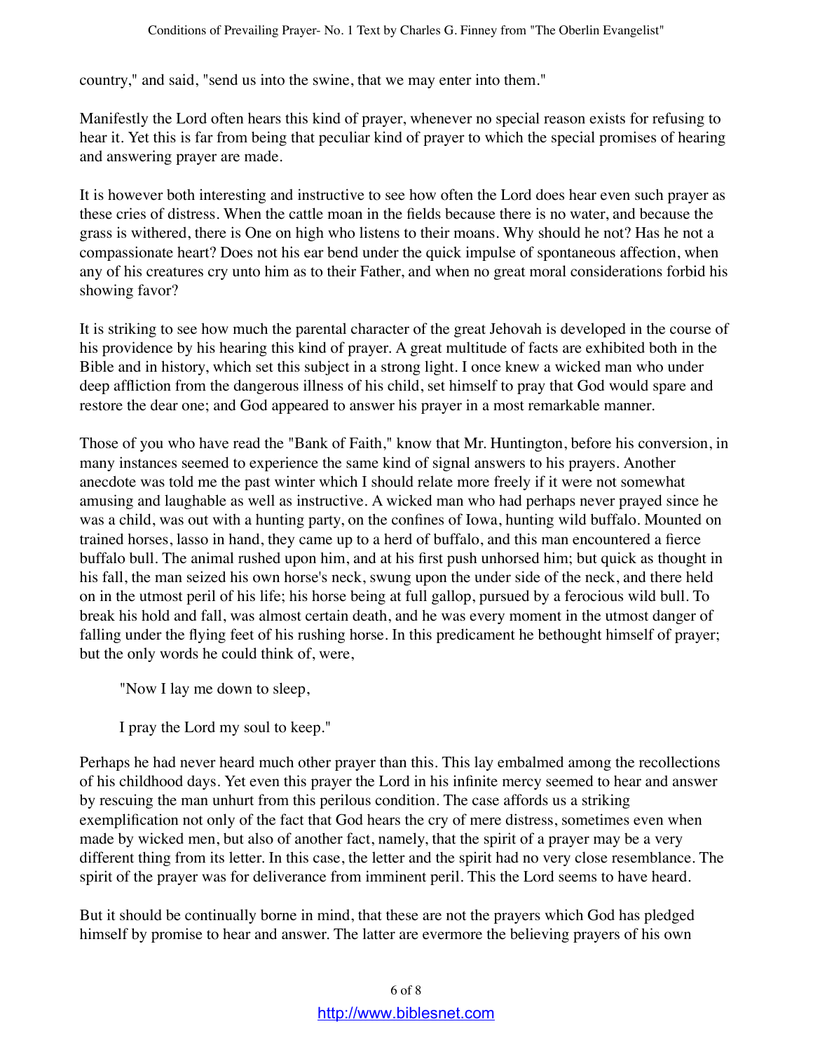country," and said, "send us into the swine, that we may enter into them."

Manifestly the Lord often hears this kind of prayer, whenever no special reason exists for refusing to hear it. Yet this is far from being that peculiar kind of prayer to which the special promises of hearing and answering prayer are made.

It is however both interesting and instructive to see how often the Lord does hear even such prayer as these cries of distress. When the cattle moan in the fields because there is no water, and because the grass is withered, there is One on high who listens to their moans. Why should he not? Has he not a compassionate heart? Does not his ear bend under the quick impulse of spontaneous affection, when any of his creatures cry unto him as to their Father, and when no great moral considerations forbid his showing favor?

It is striking to see how much the parental character of the great Jehovah is developed in the course of his providence by his hearing this kind of prayer. A great multitude of facts are exhibited both in the Bible and in history, which set this subject in a strong light. I once knew a wicked man who under deep affliction from the dangerous illness of his child, set himself to pray that God would spare and restore the dear one; and God appeared to answer his prayer in a most remarkable manner.

Those of you who have read the "Bank of Faith," know that Mr. Huntington, before his conversion, in many instances seemed to experience the same kind of signal answers to his prayers. Another anecdote was told me the past winter which I should relate more freely if it were not somewhat amusing and laughable as well as instructive. A wicked man who had perhaps never prayed since he was a child, was out with a hunting party, on the confines of Iowa, hunting wild buffalo. Mounted on trained horses, lasso in hand, they came up to a herd of buffalo, and this man encountered a fierce buffalo bull. The animal rushed upon him, and at his first push unhorsed him; but quick as thought in his fall, the man seized his own horse's neck, swung upon the under side of the neck, and there held on in the utmost peril of his life; his horse being at full gallop, pursued by a ferocious wild bull. To break his hold and fall, was almost certain death, and he was every moment in the utmost danger of falling under the flying feet of his rushing horse. In this predicament he bethought himself of prayer; but the only words he could think of, were,

> "Now I lay me down to sleep,
>
> I pray the Lord my soul to keep."

Perhaps he had never heard much other prayer than this. This lay embalmed among the recollections of his childhood days. Yet even this prayer the Lord in his infinite mercy seemed to hear and answer by rescuing the man unhurt from this perilous condition. The case affords us a striking exemplification not only of the fact that God hears the cry of mere distress, sometimes even when made by wicked men, but also of another fact, namely, that the spirit of a prayer may be a very different thing from its letter. In this case, the letter and the spirit had no very close resemblance. The spirit of the prayer was for deliverance from imminent peril. This the Lord seems to have heard.

But it should be continually borne in mind, that these are not the prayers which God has pledged himself by promise to hear and answer. The latter are evermore the believing prayers of his own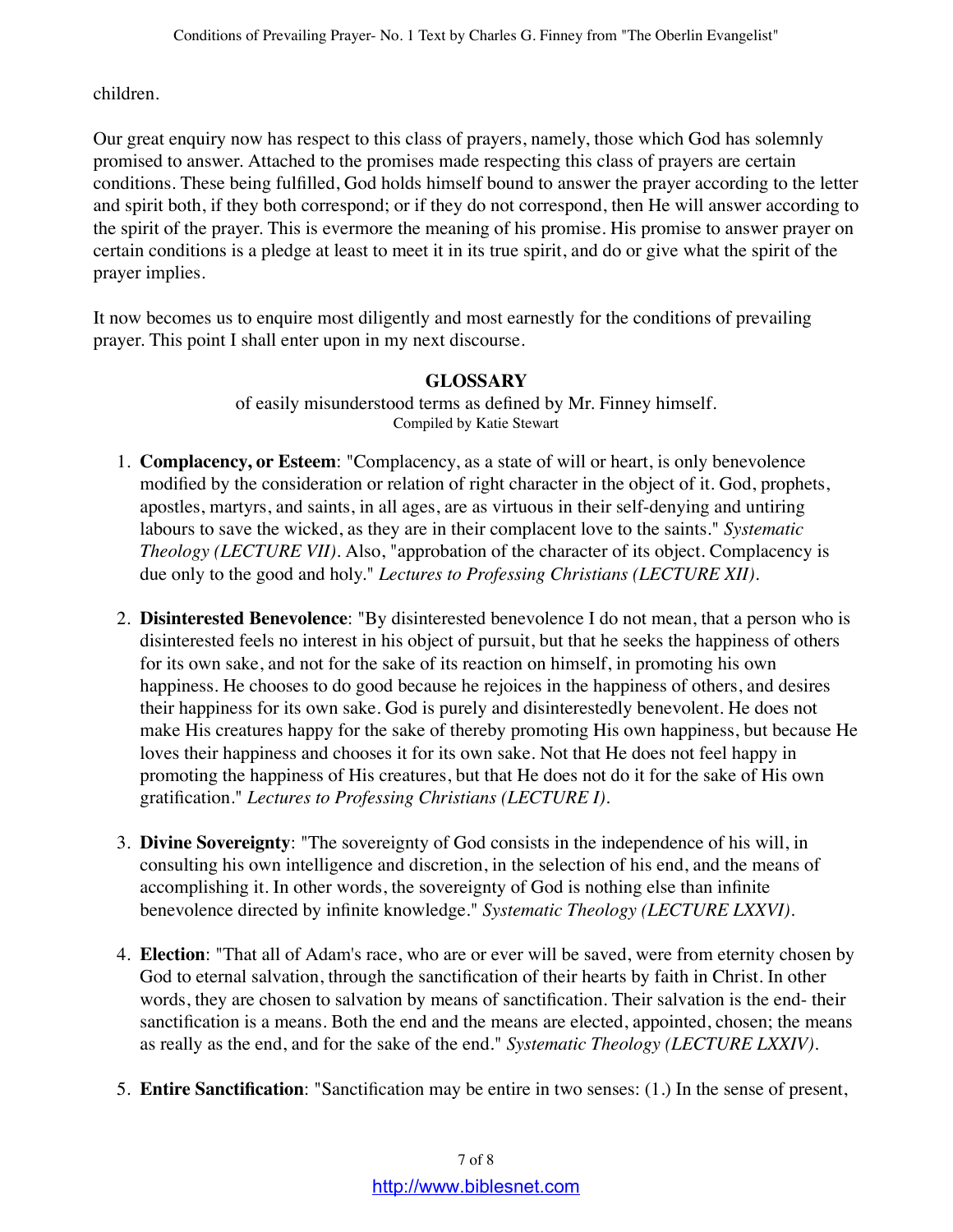children.

Our great enquiry now has respect to this class of prayers, namely, those which God has solemnly promised to answer. Attached to the promises made respecting this class of prayers are certain conditions. These being fulfilled, God holds himself bound to answer the prayer according to the letter and spirit both, if they both correspond; or if they do not correspond, then He will answer according to the spirit of the prayer. This is evermore the meaning of his promise. His promise to answer prayer on certain conditions is a pledge at least to meet it in its true spirit, and do or give what the spirit of the prayer implies.

It now becomes us to enquire most diligently and most earnestly for the conditions of prevailing prayer. This point I shall enter upon in my next discourse.

## GLOSSARY

of easily misunderstood terms as defined by Mr. Finney himself.
Compiled by Katie Stewart

1. **Complacency, or Esteem**: "Complacency, as a state of will or heart, is only benevolence modified by the consideration or relation of right character in the object of it. God, prophets, apostles, martyrs, and saints, in all ages, are as virtuous in their self-denying and untiring labours to save the wicked, as they are in their complacent love to the saints." *Systematic Theology (LECTURE VII)*. Also, "approbation of the character of its object. Complacency is due only to the good and holy." *Lectures to Professing Christians (LECTURE XII)*.

2. **Disinterested Benevolence**: "By disinterested benevolence I do not mean, that a person who is disinterested feels no interest in his object of pursuit, but that he seeks the happiness of others for its own sake, and not for the sake of its reaction on himself, in promoting his own happiness. He chooses to do good because he rejoices in the happiness of others, and desires their happiness for its own sake. God is purely and disinterestedly benevolent. He does not make His creatures happy for the sake of thereby promoting His own happiness, but because He loves their happiness and chooses it for its own sake. Not that He does not feel happy in promoting the happiness of His creatures, but that He does not do it for the sake of His own gratification." *Lectures to Professing Christians (LECTURE I)*.

3. **Divine Sovereignty**: "The sovereignty of God consists in the independence of his will, in consulting his own intelligence and discretion, in the selection of his end, and the means of accomplishing it. In other words, the sovereignty of God is nothing else than infinite benevolence directed by infinite knowledge." *Systematic Theology (LECTURE LXXVI)*.

4. **Election**: "That all of Adam's race, who are or ever will be saved, were from eternity chosen by God to eternal salvation, through the sanctification of their hearts by faith in Christ. In other words, they are chosen to salvation by means of sanctification. Their salvation is the end- their sanctification is a means. Both the end and the means are elected, appointed, chosen; the means as really as the end, and for the sake of the end." *Systematic Theology (LECTURE LXXIV)*.

5. **Entire Sanctification**: "Sanctification may be entire in two senses: (1.) In the sense of present,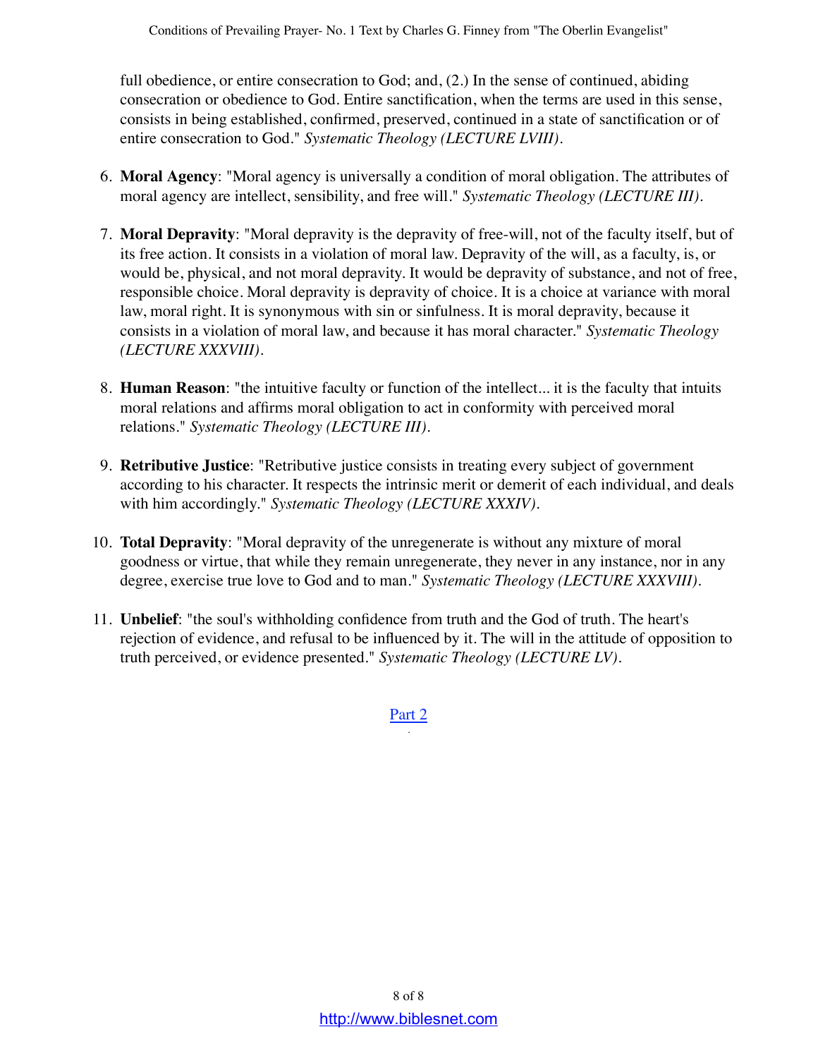full obedience, or entire consecration to God; and, (2.) In the sense of continued, abiding consecration or obedience to God. Entire sanctification, when the terms are used in this sense, consists in being established, confirmed, preserved, continued in a state of sanctification or of entire consecration to God." *Systematic Theology (LECTURE LVIII).*

6. **Moral Agency**: "Moral agency is universally a condition of moral obligation. The attributes of moral agency are intellect, sensibility, and free will." *Systematic Theology (LECTURE III).*

7. **Moral Depravity**: "Moral depravity is the depravity of free-will, not of the faculty itself, but of its free action. It consists in a violation of moral law. Depravity of the will, as a faculty, is, or would be, physical, and not moral depravity. It would be depravity of substance, and not of free, responsible choice. Moral depravity is depravity of choice. It is a choice at variance with moral law, moral right. It is synonymous with sin or sinfulness. It is moral depravity, because it consists in a violation of moral law, and because it has moral character." *Systematic Theology (LECTURE XXXVIII).*

8. **Human Reason**: "the intuitive faculty or function of the intellect... it is the faculty that intuits moral relations and affirms moral obligation to act in conformity with perceived moral relations." *Systematic Theology (LECTURE III).*

9. **Retributive Justice**: "Retributive justice consists in treating every subject of government according to his character. It respects the intrinsic merit or demerit of each individual, and deals with him accordingly." *Systematic Theology (LECTURE XXXIV).*

10. **Total Depravity**: "Moral depravity of the unregenerate is without any mixture of moral goodness or virtue, that while they remain unregenerate, they never in any instance, nor in any degree, exercise true love to God and to man." *Systematic Theology (LECTURE XXXVIII).*

11. **Unbelief**: "the soul's withholding confidence from truth and the God of truth. The heart's rejection of evidence, and refusal to be influenced by it. The will in the attitude of opposition to truth perceived, or evidence presented." *Systematic Theology (LECTURE LV).*

Part 2